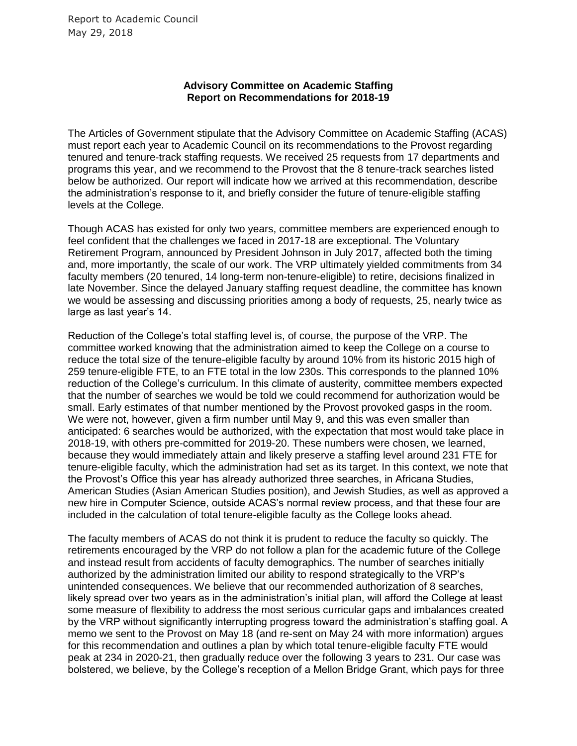Report to Academic Council
May 29, 2018

**Advisory Committee on Academic Staffing**
**Report on Recommendations for 2018-19**

The Articles of Government stipulate that the Advisory Committee on Academic Staffing (ACAS) must report each year to Academic Council on its recommendations to the Provost regarding tenured and tenure-track staffing requests. We received 25 requests from 17 departments and programs this year, and we recommend to the Provost that the 8 tenure-track searches listed below be authorized. Our report will indicate how we arrived at this recommendation, describe the administration's response to it, and briefly consider the future of tenure-eligible staffing levels at the College.

Though ACAS has existed for only two years, committee members are experienced enough to feel confident that the challenges we faced in 2017-18 are exceptional. The Voluntary Retirement Program, announced by President Johnson in July 2017, affected both the timing and, more importantly, the scale of our work. The VRP ultimately yielded commitments from 34 faculty members (20 tenured, 14 long-term non-tenure-eligible) to retire, decisions finalized in late November. Since the delayed January staffing request deadline, the committee has known we would be assessing and discussing priorities among a body of requests, 25, nearly twice as large as last year's 14.

Reduction of the College's total staffing level is, of course, the purpose of the VRP. The committee worked knowing that the administration aimed to keep the College on a course to reduce the total size of the tenure-eligible faculty by around 10% from its historic 2015 high of 259 tenure-eligible FTE, to an FTE total in the low 230s. This corresponds to the planned 10% reduction of the College's curriculum. In this climate of austerity, committee members expected that the number of searches we would be told we could recommend for authorization would be small. Early estimates of that number mentioned by the Provost provoked gasps in the room. We were not, however, given a firm number until May 9, and this was even smaller than anticipated: 6 searches would be authorized, with the expectation that most would take place in 2018-19, with others pre-committed for 2019-20. These numbers were chosen, we learned, because they would immediately attain and likely preserve a staffing level around 231 FTE for tenure-eligible faculty, which the administration had set as its target. In this context, we note that the Provost's Office this year has already authorized three searches, in Africana Studies, American Studies (Asian American Studies position), and Jewish Studies, as well as approved a new hire in Computer Science, outside ACAS's normal review process, and that these four are included in the calculation of total tenure-eligible faculty as the College looks ahead.

The faculty members of ACAS do not think it is prudent to reduce the faculty so quickly. The retirements encouraged by the VRP do not follow a plan for the academic future of the College and instead result from accidents of faculty demographics. The number of searches initially authorized by the administration limited our ability to respond strategically to the VRP's unintended consequences. We believe that our recommended authorization of 8 searches, likely spread over two years as in the administration's initial plan, will afford the College at least some measure of flexibility to address the most serious curricular gaps and imbalances created by the VRP without significantly interrupting progress toward the administration's staffing goal. A memo we sent to the Provost on May 18 (and re-sent on May 24 with more information) argues for this recommendation and outlines a plan by which total tenure-eligible faculty FTE would peak at 234 in 2020-21, then gradually reduce over the following 3 years to 231. Our case was bolstered, we believe, by the College's reception of a Mellon Bridge Grant, which pays for three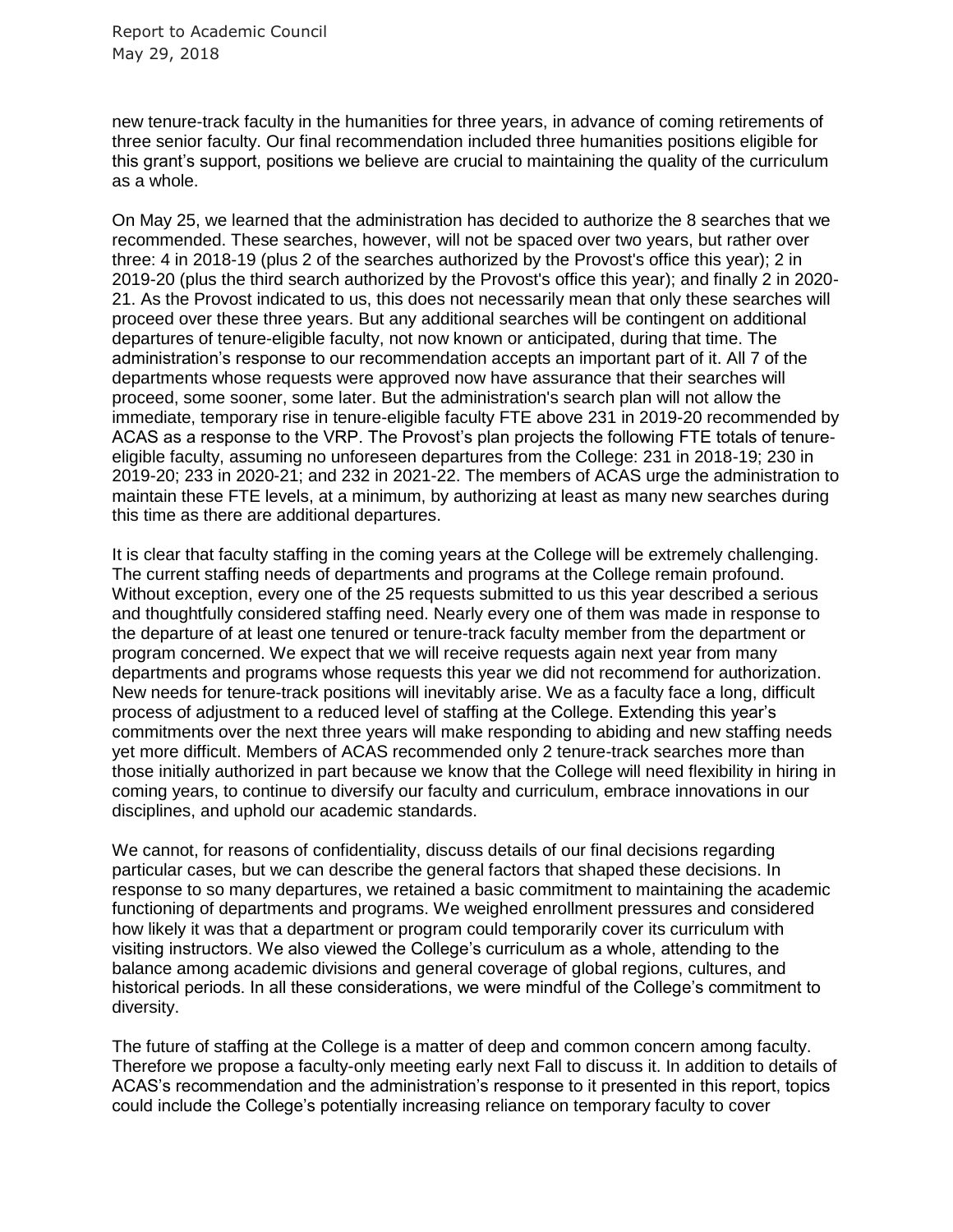new tenure-track faculty in the humanities for three years, in advance of coming retirements of three senior faculty. Our final recommendation included three humanities positions eligible for this grant's support, positions we believe are crucial to maintaining the quality of the curriculum as a whole.

On May 25, we learned that the administration has decided to authorize the 8 searches that we recommended. These searches, however, will not be spaced over two years, but rather over three: 4 in 2018-19 (plus 2 of the searches authorized by the Provost's office this year); 2 in 2019-20 (plus the third search authorized by the Provost's office this year); and finally 2 in 2020-21. As the Provost indicated to us, this does not necessarily mean that only these searches will proceed over these three years. But any additional searches will be contingent on additional departures of tenure-eligible faculty, not now known or anticipated, during that time. The administration's response to our recommendation accepts an important part of it. All 7 of the departments whose requests were approved now have assurance that their searches will proceed, some sooner, some later. But the administration's search plan will not allow the immediate, temporary rise in tenure-eligible faculty FTE above 231 in 2019-20 recommended by ACAS as a response to the VRP. The Provost's plan projects the following FTE totals of tenure-eligible faculty, assuming no unforeseen departures from the College: 231 in 2018-19; 230 in 2019-20; 233 in 2020-21; and 232 in 2021-22. The members of ACAS urge the administration to maintain these FTE levels, at a minimum, by authorizing at least as many new searches during this time as there are additional departures.

It is clear that faculty staffing in the coming years at the College will be extremely challenging. The current staffing needs of departments and programs at the College remain profound. Without exception, every one of the 25 requests submitted to us this year described a serious and thoughtfully considered staffing need. Nearly every one of them was made in response to the departure of at least one tenured or tenure-track faculty member from the department or program concerned. We expect that we will receive requests again next year from many departments and programs whose requests this year we did not recommend for authorization. New needs for tenure-track positions will inevitably arise. We as a faculty face a long, difficult process of adjustment to a reduced level of staffing at the College. Extending this year's commitments over the next three years will make responding to abiding and new staffing needs yet more difficult. Members of ACAS recommended only 2 tenure-track searches more than those initially authorized in part because we know that the College will need flexibility in hiring in coming years, to continue to diversify our faculty and curriculum, embrace innovations in our disciplines, and uphold our academic standards.

We cannot, for reasons of confidentiality, discuss details of our final decisions regarding particular cases, but we can describe the general factors that shaped these decisions. In response to so many departures, we retained a basic commitment to maintaining the academic functioning of departments and programs. We weighed enrollment pressures and considered how likely it was that a department or program could temporarily cover its curriculum with visiting instructors. We also viewed the College's curriculum as a whole, attending to the balance among academic divisions and general coverage of global regions, cultures, and historical periods. In all these considerations, we were mindful of the College's commitment to diversity.

The future of staffing at the College is a matter of deep and common concern among faculty. Therefore we propose a faculty-only meeting early next Fall to discuss it. In addition to details of ACAS's recommendation and the administration's response to it presented in this report, topics could include the College's potentially increasing reliance on temporary faculty to cover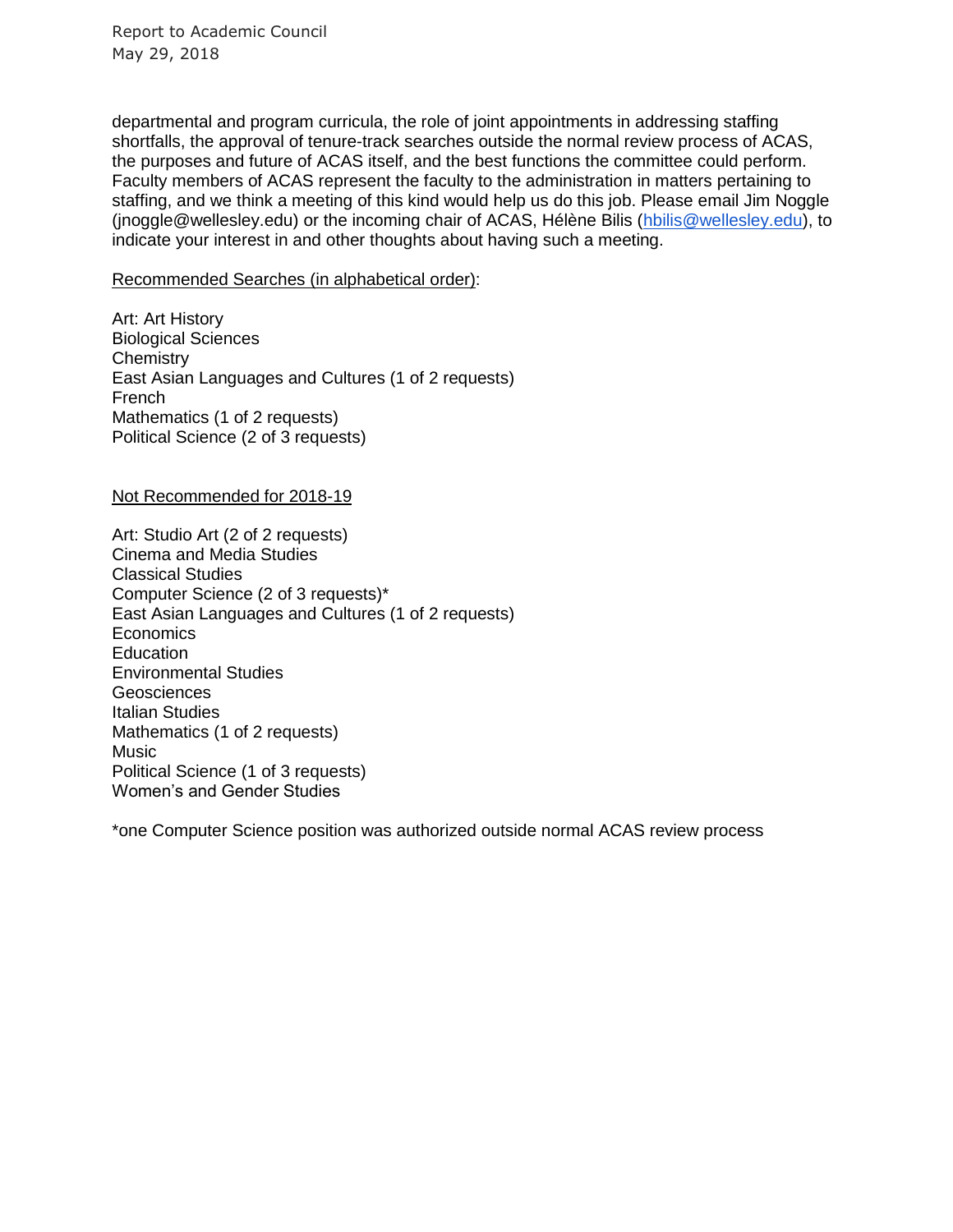departmental and program curricula, the role of joint appointments in addressing staffing shortfalls, the approval of tenure-track searches outside the normal review process of ACAS, the purposes and future of ACAS itself, and the best functions the committee could perform. Faculty members of ACAS represent the faculty to the administration in matters pertaining to staffing, and we think a meeting of this kind would help us do this job. Please email Jim Noggle (jnoggle@wellesley.edu) or the incoming chair of ACAS, Hélène Bilis (hbilis@wellesley.edu), to indicate your interest in and other thoughts about having such a meeting.

<u>Recommended Searches (in alphabetical order)</u>:

Art: Art History
Biological Sciences
Chemistry
East Asian Languages and Cultures (1 of 2 requests)
French
Mathematics (1 of 2 requests)
Political Science (2 of 3 requests)

<u>Not Recommended for 2018-19</u>

Art: Studio Art (2 of 2 requests)
Cinema and Media Studies
Classical Studies
Computer Science (2 of 3 requests)*
East Asian Languages and Cultures (1 of 2 requests)
Economics
Education
Environmental Studies
Geosciences
Italian Studies
Mathematics (1 of 2 requests)
Music
Political Science (1 of 3 requests)
Women's and Gender Studies

*one Computer Science position was authorized outside normal ACAS review process